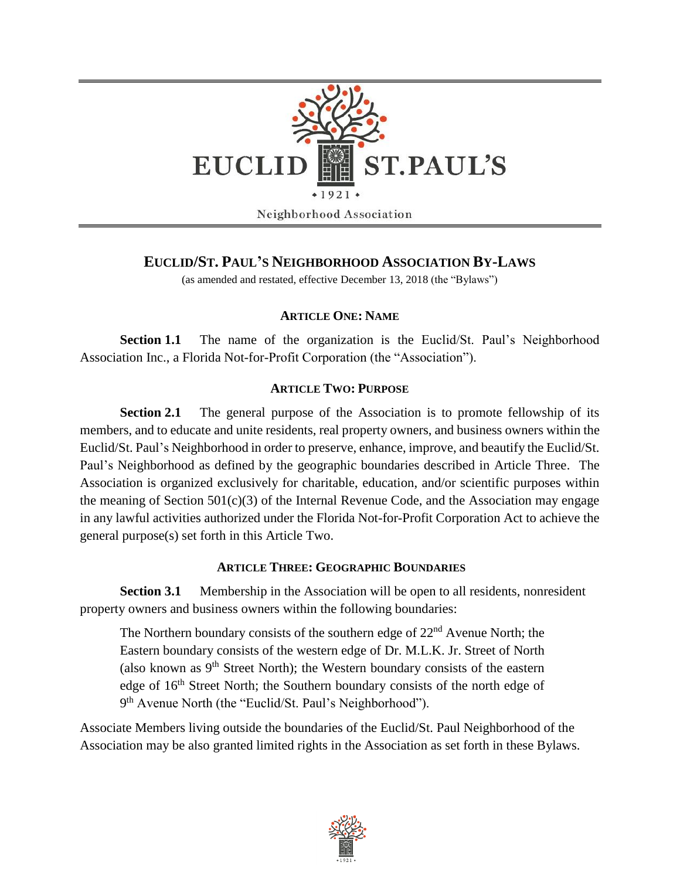EUCLID ST.PAUL'S

• 1921 •

Neighborhood Association

# EUCLID/ST. PAUL'S NEIGHBORHOOD ASSOCIATION BY-LAWS

(as amended and restated, effective December 13, 2018 (the "Bylaws")

## ARTICLE ONE: NAME

**Section 1.1** The name of the organization is the Euclid/St. Paul's Neighborhood Association Inc., a Florida Not-for-Profit Corporation (the "Association").

## ARTICLE TWO: PURPOSE

**Section 2.1** The general purpose of the Association is to promote fellowship of its members, and to educate and unite residents, real property owners, and business owners within the Euclid/St. Paul's Neighborhood in order to preserve, enhance, improve, and beautify the Euclid/St. Paul's Neighborhood as defined by the geographic boundaries described in Article Three. The Association is organized exclusively for charitable, education, and/or scientific purposes within the meaning of Section 501(c)(3) of the Internal Revenue Code, and the Association may engage in any lawful activities authorized under the Florida Not-for-Profit Corporation Act to achieve the general purpose(s) set forth in this Article Two.

## ARTICLE THREE: GEOGRAPHIC BOUNDARIES

**Section 3.1** Membership in the Association will be open to all residents, nonresident property owners and business owners within the following boundaries:

> The Northern boundary consists of the southern edge of 22nd Avenue North; the Eastern boundary consists of the western edge of Dr. M.L.K. Jr. Street of North (also known as 9th Street North); the Western boundary consists of the eastern edge of 16th Street North; the Southern boundary consists of the north edge of 9th Avenue North (the "Euclid/St. Paul's Neighborhood").

Associate Members living outside the boundaries of the Euclid/St. Paul Neighborhood of the Association may be also granted limited rights in the Association as set forth in these Bylaws.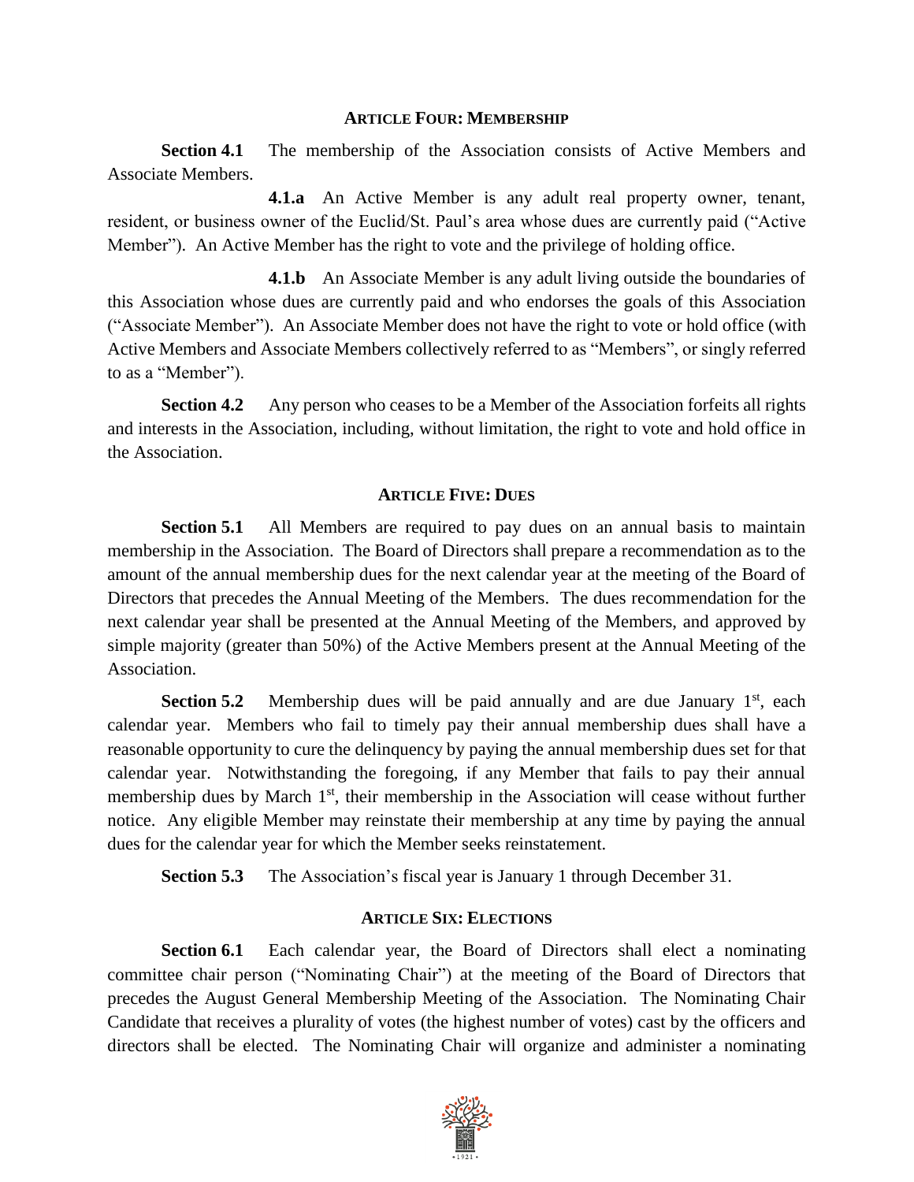## ARTICLE FOUR: MEMBERSHIP

**Section 4.1** The membership of the Association consists of Active Members and Associate Members.

**4.1.a** An Active Member is any adult real property owner, tenant, resident, or business owner of the Euclid/St. Paul's area whose dues are currently paid ("Active Member"). An Active Member has the right to vote and the privilege of holding office.

**4.1.b** An Associate Member is any adult living outside the boundaries of this Association whose dues are currently paid and who endorses the goals of this Association ("Associate Member"). An Associate Member does not have the right to vote or hold office (with Active Members and Associate Members collectively referred to as "Members", or singly referred to as a "Member").

**Section 4.2** Any person who ceases to be a Member of the Association forfeits all rights and interests in the Association, including, without limitation, the right to vote and hold office in the Association.

## ARTICLE FIVE: DUES

**Section 5.1** All Members are required to pay dues on an annual basis to maintain membership in the Association. The Board of Directors shall prepare a recommendation as to the amount of the annual membership dues for the next calendar year at the meeting of the Board of Directors that precedes the Annual Meeting of the Members. The dues recommendation for the next calendar year shall be presented at the Annual Meeting of the Members, and approved by simple majority (greater than 50%) of the Active Members present at the Annual Meeting of the Association.

**Section 5.2** Membership dues will be paid annually and are due January 1st, each calendar year. Members who fail to timely pay their annual membership dues shall have a reasonable opportunity to cure the delinquency by paying the annual membership dues set for that calendar year. Notwithstanding the foregoing, if any Member that fails to pay their annual membership dues by March 1st, their membership in the Association will cease without further notice. Any eligible Member may reinstate their membership at any time by paying the annual dues for the calendar year for which the Member seeks reinstatement.

**Section 5.3** The Association's fiscal year is January 1 through December 31.

## ARTICLE SIX: ELECTIONS

**Section 6.1** Each calendar year, the Board of Directors shall elect a nominating committee chair person ("Nominating Chair") at the meeting of the Board of Directors that precedes the August General Membership Meeting of the Association. The Nominating Chair Candidate that receives a plurality of votes (the highest number of votes) cast by the officers and directors shall be elected. The Nominating Chair will organize and administer a nominating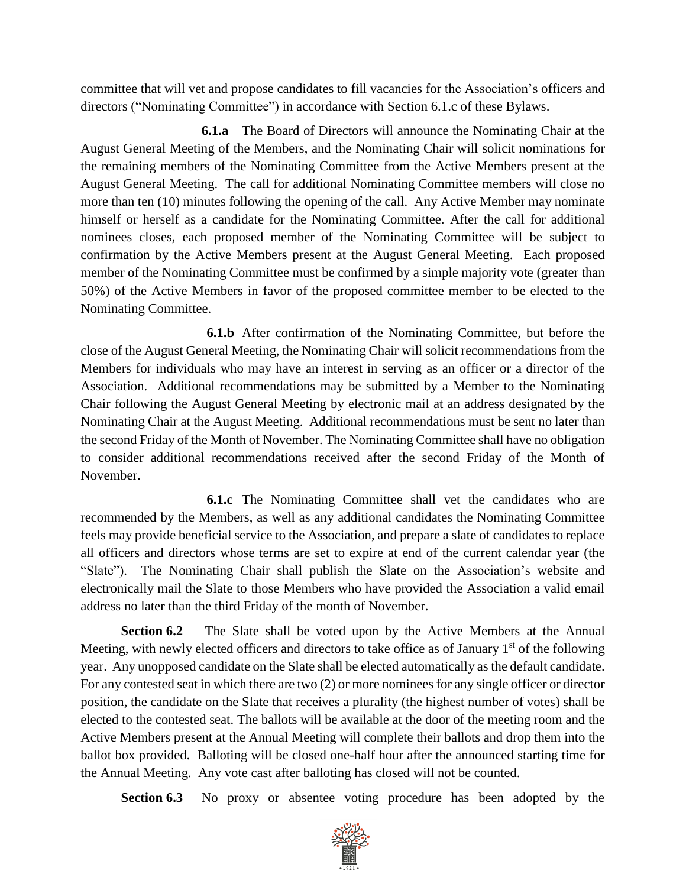committee that will vet and propose candidates to fill vacancies for the Association's officers and directors ("Nominating Committee") in accordance with Section 6.1.c of these Bylaws.

**6.1.a** The Board of Directors will announce the Nominating Chair at the August General Meeting of the Members, and the Nominating Chair will solicit nominations for the remaining members of the Nominating Committee from the Active Members present at the August General Meeting. The call for additional Nominating Committee members will close no more than ten (10) minutes following the opening of the call. Any Active Member may nominate himself or herself as a candidate for the Nominating Committee. After the call for additional nominees closes, each proposed member of the Nominating Committee will be subject to confirmation by the Active Members present at the August General Meeting. Each proposed member of the Nominating Committee must be confirmed by a simple majority vote (greater than 50%) of the Active Members in favor of the proposed committee member to be elected to the Nominating Committee.

**6.1.b** After confirmation of the Nominating Committee, but before the close of the August General Meeting, the Nominating Chair will solicit recommendations from the Members for individuals who may have an interest in serving as an officer or a director of the Association. Additional recommendations may be submitted by a Member to the Nominating Chair following the August General Meeting by electronic mail at an address designated by the Nominating Chair at the August Meeting. Additional recommendations must be sent no later than the second Friday of the Month of November. The Nominating Committee shall have no obligation to consider additional recommendations received after the second Friday of the Month of November.

**6.1.c** The Nominating Committee shall vet the candidates who are recommended by the Members, as well as any additional candidates the Nominating Committee feels may provide beneficial service to the Association, and prepare a slate of candidates to replace all officers and directors whose terms are set to expire at end of the current calendar year (the "Slate"). The Nominating Chair shall publish the Slate on the Association's website and electronically mail the Slate to those Members who have provided the Association a valid email address no later than the third Friday of the month of November.

**Section 6.2** The Slate shall be voted upon by the Active Members at the Annual Meeting, with newly elected officers and directors to take office as of January 1st of the following year. Any unopposed candidate on the Slate shall be elected automatically as the default candidate. For any contested seat in which there are two (2) or more nominees for any single officer or director position, the candidate on the Slate that receives a plurality (the highest number of votes) shall be elected to the contested seat. The ballots will be available at the door of the meeting room and the Active Members present at the Annual Meeting will complete their ballots and drop them into the ballot box provided. Balloting will be closed one-half hour after the announced starting time for the Annual Meeting. Any vote cast after balloting has closed will not be counted.

**Section 6.3** No proxy or absentee voting procedure has been adopted by the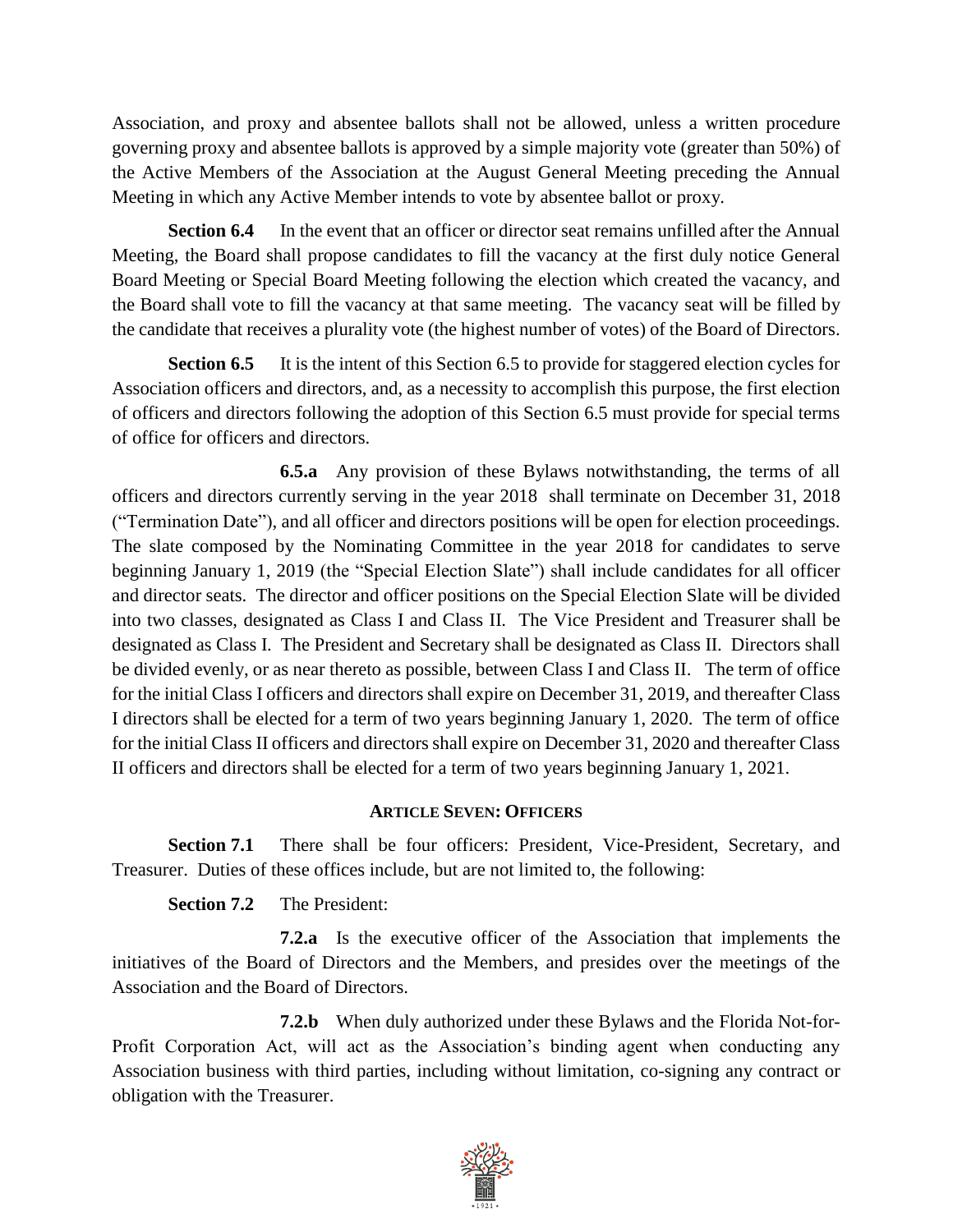Association, and proxy and absentee ballots shall not be allowed, unless a written procedure governing proxy and absentee ballots is approved by a simple majority vote (greater than 50%) of the Active Members of the Association at the August General Meeting preceding the Annual Meeting in which any Active Member intends to vote by absentee ballot or proxy.

**Section 6.4** In the event that an officer or director seat remains unfilled after the Annual Meeting, the Board shall propose candidates to fill the vacancy at the first duly notice General Board Meeting or Special Board Meeting following the election which created the vacancy, and the Board shall vote to fill the vacancy at that same meeting. The vacancy seat will be filled by the candidate that receives a plurality vote (the highest number of votes) of the Board of Directors.

**Section 6.5** It is the intent of this Section 6.5 to provide for staggered election cycles for Association officers and directors, and, as a necessity to accomplish this purpose, the first election of officers and directors following the adoption of this Section 6.5 must provide for special terms of office for officers and directors.

**6.5.a** Any provision of these Bylaws notwithstanding, the terms of all officers and directors currently serving in the year 2018 shall terminate on December 31, 2018 ("Termination Date"), and all officer and directors positions will be open for election proceedings. The slate composed by the Nominating Committee in the year 2018 for candidates to serve beginning January 1, 2019 (the "Special Election Slate") shall include candidates for all officer and director seats. The director and officer positions on the Special Election Slate will be divided into two classes, designated as Class I and Class II. The Vice President and Treasurer shall be designated as Class I. The President and Secretary shall be designated as Class II. Directors shall be divided evenly, or as near thereto as possible, between Class I and Class II. The term of office for the initial Class I officers and directors shall expire on December 31, 2019, and thereafter Class I directors shall be elected for a term of two years beginning January 1, 2020. The term of office for the initial Class II officers and directors shall expire on December 31, 2020 and thereafter Class II officers and directors shall be elected for a term of two years beginning January 1, 2021.

## ARTICLE SEVEN: OFFICERS

**Section 7.1** There shall be four officers: President, Vice-President, Secretary, and Treasurer. Duties of these offices include, but are not limited to, the following:

**Section 7.2** The President:

**7.2.a** Is the executive officer of the Association that implements the initiatives of the Board of Directors and the Members, and presides over the meetings of the Association and the Board of Directors.

**7.2.b** When duly authorized under these Bylaws and the Florida Not-for-Profit Corporation Act, will act as the Association's binding agent when conducting any Association business with third parties, including without limitation, co-signing any contract or obligation with the Treasurer.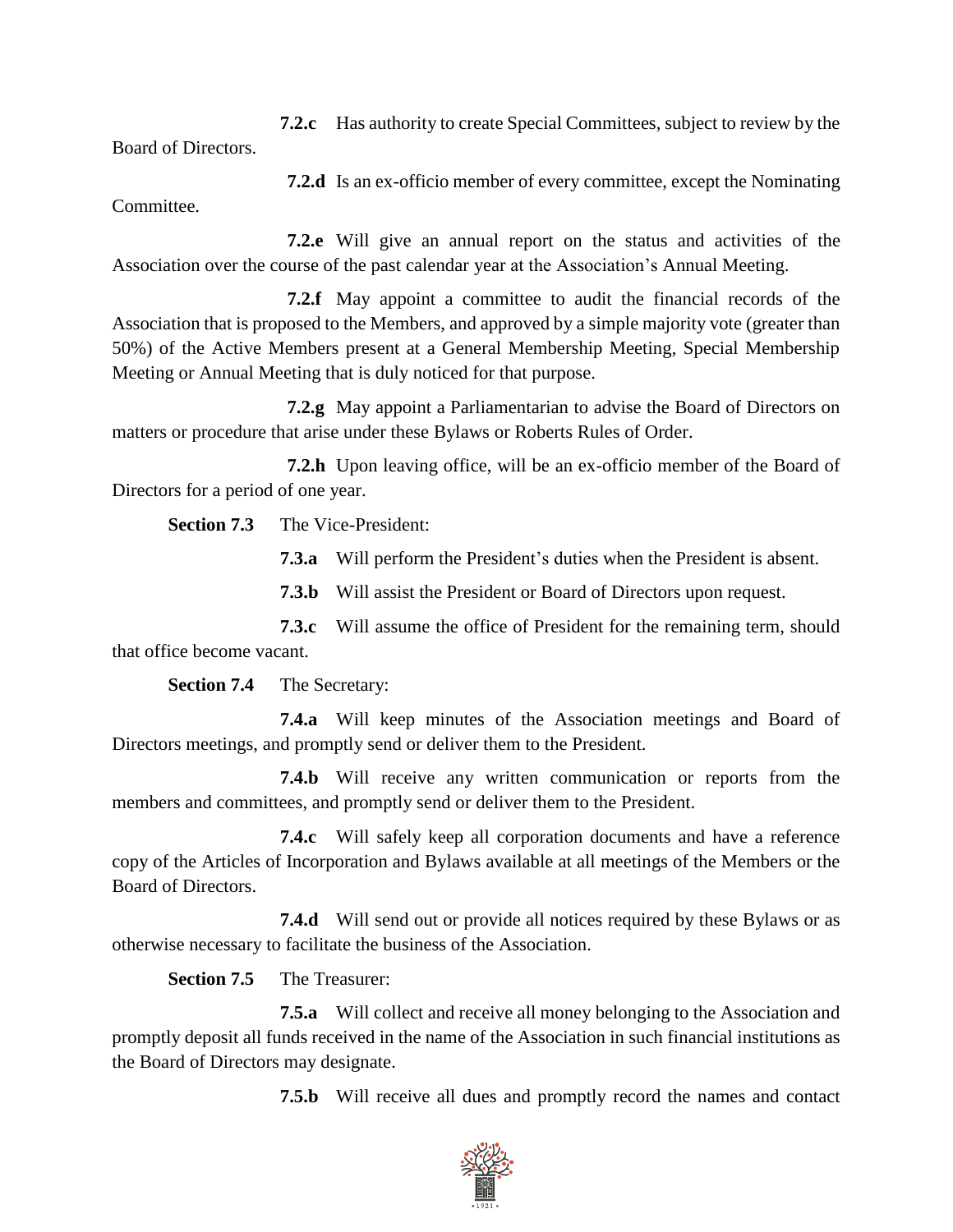**7.2.c** Has authority to create Special Committees, subject to review by the Board of Directors.

**7.2.d** Is an ex-officio member of every committee, except the Nominating Committee.

**7.2.e** Will give an annual report on the status and activities of the Association over the course of the past calendar year at the Association's Annual Meeting.

**7.2.f** May appoint a committee to audit the financial records of the Association that is proposed to the Members, and approved by a simple majority vote (greater than 50%) of the Active Members present at a General Membership Meeting, Special Membership Meeting or Annual Meeting that is duly noticed for that purpose.

**7.2.g** May appoint a Parliamentarian to advise the Board of Directors on matters or procedure that arise under these Bylaws or Roberts Rules of Order.

**7.2.h** Upon leaving office, will be an ex-officio member of the Board of Directors for a period of one year.

**Section 7.3** The Vice-President:

**7.3.a** Will perform the President's duties when the President is absent.

**7.3.b** Will assist the President or Board of Directors upon request.

**7.3.c** Will assume the office of President for the remaining term, should that office become vacant.

**Section 7.4** The Secretary:

**7.4.a** Will keep minutes of the Association meetings and Board of Directors meetings, and promptly send or deliver them to the President.

**7.4.b** Will receive any written communication or reports from the members and committees, and promptly send or deliver them to the President.

**7.4.c** Will safely keep all corporation documents and have a reference copy of the Articles of Incorporation and Bylaws available at all meetings of the Members or the Board of Directors.

**7.4.d** Will send out or provide all notices required by these Bylaws or as otherwise necessary to facilitate the business of the Association.

**Section 7.5** The Treasurer:

**7.5.a** Will collect and receive all money belonging to the Association and promptly deposit all funds received in the name of the Association in such financial institutions as the Board of Directors may designate.

**7.5.b** Will receive all dues and promptly record the names and contact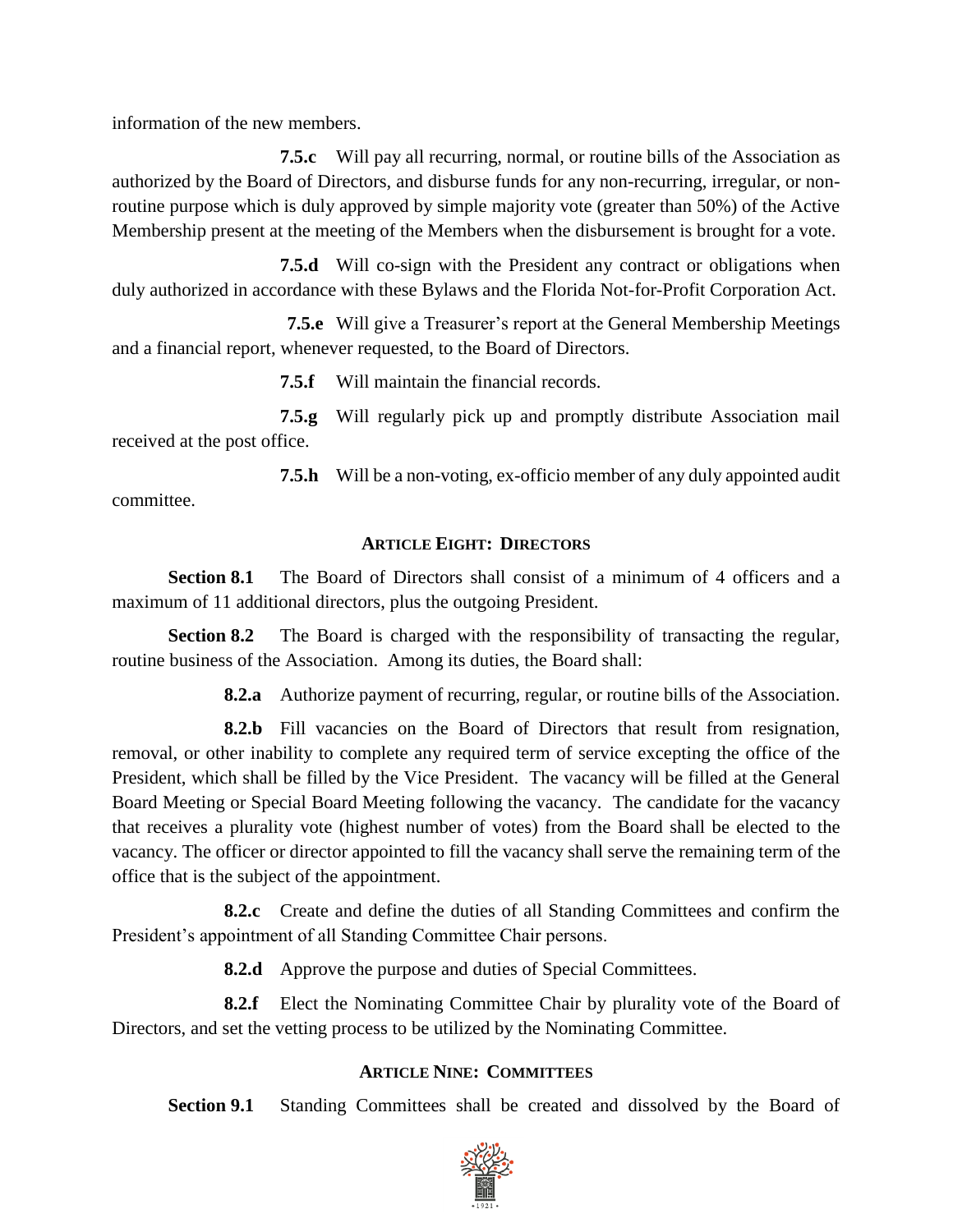information of the new members.

**7.5.c** Will pay all recurring, normal, or routine bills of the Association as authorized by the Board of Directors, and disburse funds for any non-recurring, irregular, or non-routine purpose which is duly approved by simple majority vote (greater than 50%) of the Active Membership present at the meeting of the Members when the disbursement is brought for a vote.

**7.5.d** Will co-sign with the President any contract or obligations when duly authorized in accordance with these Bylaws and the Florida Not-for-Profit Corporation Act.

**7.5.e** Will give a Treasurer's report at the General Membership Meetings and a financial report, whenever requested, to the Board of Directors.

**7.5.f** Will maintain the financial records.

**7.5.g** Will regularly pick up and promptly distribute Association mail received at the post office.

**7.5.h** Will be a non-voting, ex-officio member of any duly appointed audit committee.

## ARTICLE EIGHT: DIRECTORS

**Section 8.1** The Board of Directors shall consist of a minimum of 4 officers and a maximum of 11 additional directors, plus the outgoing President.

**Section 8.2** The Board is charged with the responsibility of transacting the regular, routine business of the Association. Among its duties, the Board shall:

**8.2.a** Authorize payment of recurring, regular, or routine bills of the Association.

**8.2.b** Fill vacancies on the Board of Directors that result from resignation, removal, or other inability to complete any required term of service excepting the office of the President, which shall be filled by the Vice President. The vacancy will be filled at the General Board Meeting or Special Board Meeting following the vacancy. The candidate for the vacancy that receives a plurality vote (highest number of votes) from the Board shall be elected to the vacancy. The officer or director appointed to fill the vacancy shall serve the remaining term of the office that is the subject of the appointment.

**8.2.c** Create and define the duties of all Standing Committees and confirm the President's appointment of all Standing Committee Chair persons.

**8.2.d** Approve the purpose and duties of Special Committees.

**8.2.f** Elect the Nominating Committee Chair by plurality vote of the Board of Directors, and set the vetting process to be utilized by the Nominating Committee.

## ARTICLE NINE: COMMITTEES

**Section 9.1** Standing Committees shall be created and dissolved by the Board of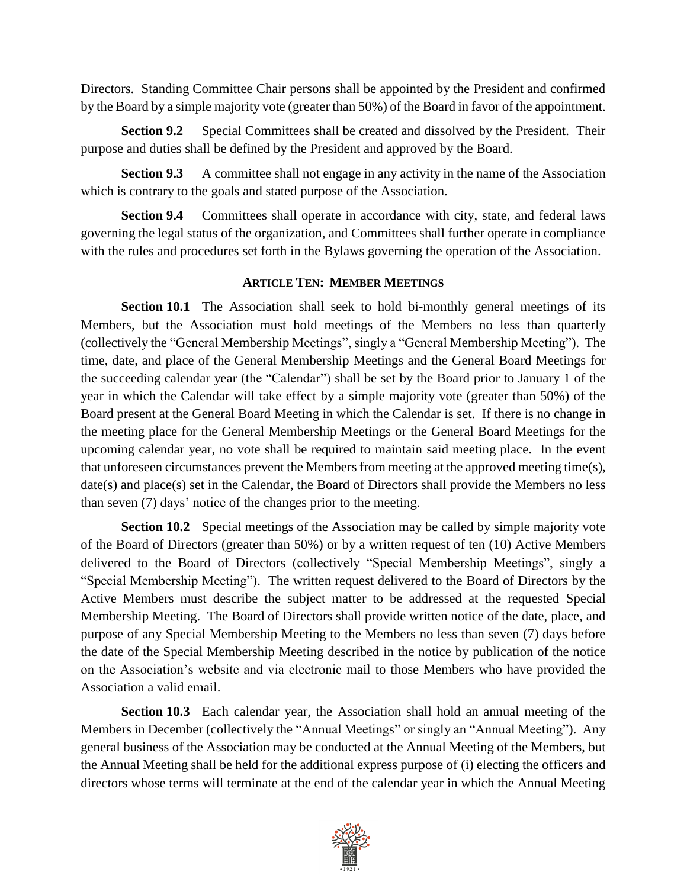Directors. Standing Committee Chair persons shall be appointed by the President and confirmed by the Board by a simple majority vote (greater than 50%) of the Board in favor of the appointment.

**Section 9.2** Special Committees shall be created and dissolved by the President. Their purpose and duties shall be defined by the President and approved by the Board.

**Section 9.3** A committee shall not engage in any activity in the name of the Association which is contrary to the goals and stated purpose of the Association.

**Section 9.4** Committees shall operate in accordance with city, state, and federal laws governing the legal status of the organization, and Committees shall further operate in compliance with the rules and procedures set forth in the Bylaws governing the operation of the Association.

## ARTICLE TEN: MEMBER MEETINGS

**Section 10.1** The Association shall seek to hold bi-monthly general meetings of its Members, but the Association must hold meetings of the Members no less than quarterly (collectively the "General Membership Meetings", singly a "General Membership Meeting"). The time, date, and place of the General Membership Meetings and the General Board Meetings for the succeeding calendar year (the "Calendar") shall be set by the Board prior to January 1 of the year in which the Calendar will take effect by a simple majority vote (greater than 50%) of the Board present at the General Board Meeting in which the Calendar is set. If there is no change in the meeting place for the General Membership Meetings or the General Board Meetings for the upcoming calendar year, no vote shall be required to maintain said meeting place. In the event that unforeseen circumstances prevent the Members from meeting at the approved meeting time(s), date(s) and place(s) set in the Calendar, the Board of Directors shall provide the Members no less than seven (7) days' notice of the changes prior to the meeting.

**Section 10.2** Special meetings of the Association may be called by simple majority vote of the Board of Directors (greater than 50%) or by a written request of ten (10) Active Members delivered to the Board of Directors (collectively "Special Membership Meetings", singly a "Special Membership Meeting"). The written request delivered to the Board of Directors by the Active Members must describe the subject matter to be addressed at the requested Special Membership Meeting. The Board of Directors shall provide written notice of the date, place, and purpose of any Special Membership Meeting to the Members no less than seven (7) days before the date of the Special Membership Meeting described in the notice by publication of the notice on the Association's website and via electronic mail to those Members who have provided the Association a valid email.

**Section 10.3** Each calendar year, the Association shall hold an annual meeting of the Members in December (collectively the "Annual Meetings" or singly an "Annual Meeting"). Any general business of the Association may be conducted at the Annual Meeting of the Members, but the Annual Meeting shall be held for the additional express purpose of (i) electing the officers and directors whose terms will terminate at the end of the calendar year in which the Annual Meeting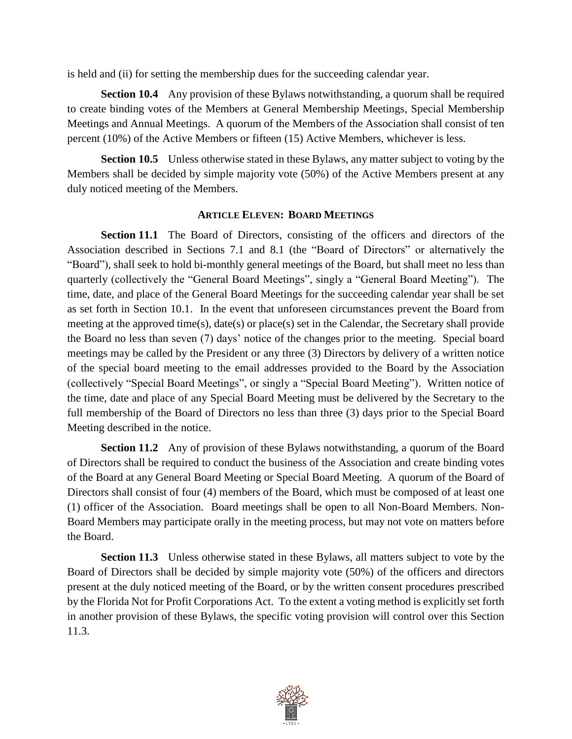is held and (ii) for setting the membership dues for the succeeding calendar year.

**Section 10.4** Any provision of these Bylaws notwithstanding, a quorum shall be required to create binding votes of the Members at General Membership Meetings, Special Membership Meetings and Annual Meetings. A quorum of the Members of the Association shall consist of ten percent (10%) of the Active Members or fifteen (15) Active Members, whichever is less.

**Section 10.5** Unless otherwise stated in these Bylaws, any matter subject to voting by the Members shall be decided by simple majority vote (50%) of the Active Members present at any duly noticed meeting of the Members.

## ARTICLE ELEVEN: BOARD MEETINGS

**Section 11.1** The Board of Directors, consisting of the officers and directors of the Association described in Sections 7.1 and 8.1 (the "Board of Directors" or alternatively the "Board"), shall seek to hold bi-monthly general meetings of the Board, but shall meet no less than quarterly (collectively the "General Board Meetings", singly a "General Board Meeting"). The time, date, and place of the General Board Meetings for the succeeding calendar year shall be set as set forth in Section 10.1. In the event that unforeseen circumstances prevent the Board from meeting at the approved time(s), date(s) or place(s) set in the Calendar, the Secretary shall provide the Board no less than seven (7) days' notice of the changes prior to the meeting. Special board meetings may be called by the President or any three (3) Directors by delivery of a written notice of the special board meeting to the email addresses provided to the Board by the Association (collectively "Special Board Meetings", or singly a "Special Board Meeting"). Written notice of the time, date and place of any Special Board Meeting must be delivered by the Secretary to the full membership of the Board of Directors no less than three (3) days prior to the Special Board Meeting described in the notice.

**Section 11.2** Any of provision of these Bylaws notwithstanding, a quorum of the Board of Directors shall be required to conduct the business of the Association and create binding votes of the Board at any General Board Meeting or Special Board Meeting. A quorum of the Board of Directors shall consist of four (4) members of the Board, which must be composed of at least one (1) officer of the Association. Board meetings shall be open to all Non-Board Members. Non-Board Members may participate orally in the meeting process, but may not vote on matters before the Board.

**Section 11.3** Unless otherwise stated in these Bylaws, all matters subject to vote by the Board of Directors shall be decided by simple majority vote (50%) of the officers and directors present at the duly noticed meeting of the Board, or by the written consent procedures prescribed by the Florida Not for Profit Corporations Act. To the extent a voting method is explicitly set forth in another provision of these Bylaws, the specific voting provision will control over this Section 11.3.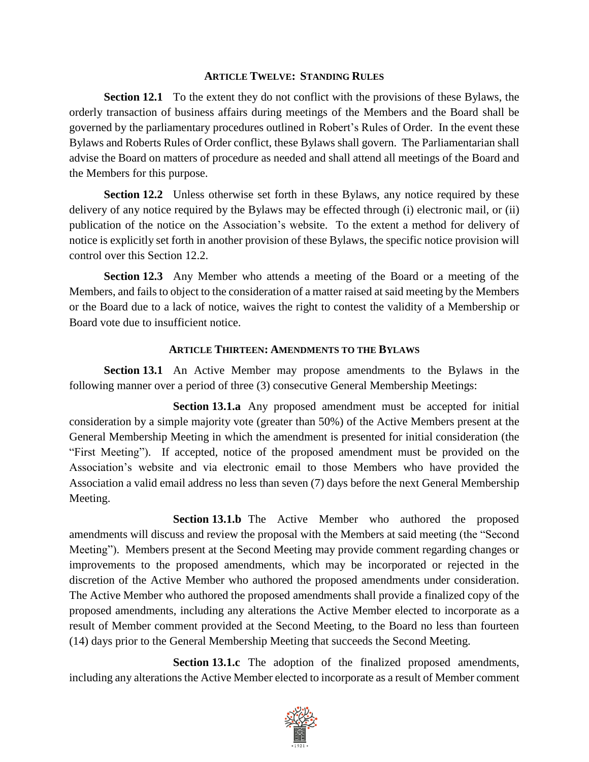## ARTICLE TWELVE: STANDING RULES

**Section 12.1** To the extent they do not conflict with the provisions of these Bylaws, the orderly transaction of business affairs during meetings of the Members and the Board shall be governed by the parliamentary procedures outlined in Robert's Rules of Order. In the event these Bylaws and Roberts Rules of Order conflict, these Bylaws shall govern. The Parliamentarian shall advise the Board on matters of procedure as needed and shall attend all meetings of the Board and the Members for this purpose.

**Section 12.2** Unless otherwise set forth in these Bylaws, any notice required by these delivery of any notice required by the Bylaws may be effected through (i) electronic mail, or (ii) publication of the notice on the Association's website. To the extent a method for delivery of notice is explicitly set forth in another provision of these Bylaws, the specific notice provision will control over this Section 12.2.

**Section 12.3** Any Member who attends a meeting of the Board or a meeting of the Members, and fails to object to the consideration of a matter raised at said meeting by the Members or the Board due to a lack of notice, waives the right to contest the validity of a Membership or Board vote due to insufficient notice.

## ARTICLE THIRTEEN: AMENDMENTS TO THE BYLAWS

**Section 13.1** An Active Member may propose amendments to the Bylaws in the following manner over a period of three (3) consecutive General Membership Meetings:

**Section 13.1.a** Any proposed amendment must be accepted for initial consideration by a simple majority vote (greater than 50%) of the Active Members present at the General Membership Meeting in which the amendment is presented for initial consideration (the "First Meeting"). If accepted, notice of the proposed amendment must be provided on the Association's website and via electronic email to those Members who have provided the Association a valid email address no less than seven (7) days before the next General Membership Meeting.

**Section 13.1.b** The Active Member who authored the proposed amendments will discuss and review the proposal with the Members at said meeting (the "Second Meeting"). Members present at the Second Meeting may provide comment regarding changes or improvements to the proposed amendments, which may be incorporated or rejected in the discretion of the Active Member who authored the proposed amendments under consideration. The Active Member who authored the proposed amendments shall provide a finalized copy of the proposed amendments, including any alterations the Active Member elected to incorporate as a result of Member comment provided at the Second Meeting, to the Board no less than fourteen (14) days prior to the General Membership Meeting that succeeds the Second Meeting.

**Section 13.1.c** The adoption of the finalized proposed amendments, including any alterations the Active Member elected to incorporate as a result of Member comment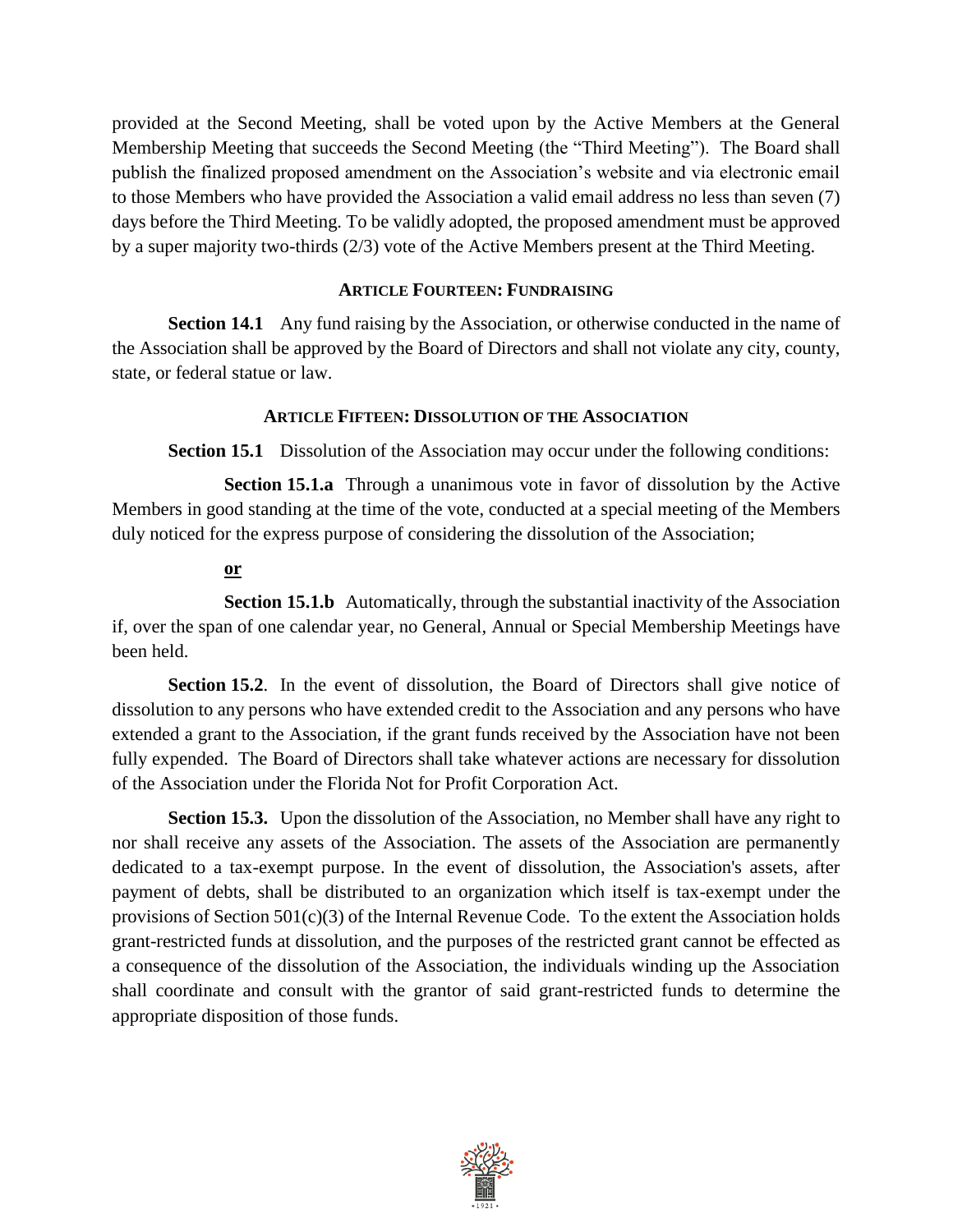provided at the Second Meeting, shall be voted upon by the Active Members at the General Membership Meeting that succeeds the Second Meeting (the "Third Meeting"). The Board shall publish the finalized proposed amendment on the Association's website and via electronic email to those Members who have provided the Association a valid email address no less than seven (7) days before the Third Meeting. To be validly adopted, the proposed amendment must be approved by a super majority two-thirds (2/3) vote of the Active Members present at the Third Meeting.

### ARTICLE FOURTEEN: FUNDRAISING

**Section 14.1** Any fund raising by the Association, or otherwise conducted in the name of the Association shall be approved by the Board of Directors and shall not violate any city, county, state, or federal statue or law.

### ARTICLE FIFTEEN: DISSOLUTION OF THE ASSOCIATION

**Section 15.1** Dissolution of the Association may occur under the following conditions:

**Section 15.1.a** Through a unanimous vote in favor of dissolution by the Active Members in good standing at the time of the vote, conducted at a special meeting of the Members duly noticed for the express purpose of considering the dissolution of the Association;

**or**

**Section 15.1.b** Automatically, through the substantial inactivity of the Association if, over the span of one calendar year, no General, Annual or Special Membership Meetings have been held.

**Section 15.2**. In the event of dissolution, the Board of Directors shall give notice of dissolution to any persons who have extended credit to the Association and any persons who have extended a grant to the Association, if the grant funds received by the Association have not been fully expended. The Board of Directors shall take whatever actions are necessary for dissolution of the Association under the Florida Not for Profit Corporation Act.

**Section 15.3.** Upon the dissolution of the Association, no Member shall have any right to nor shall receive any assets of the Association. The assets of the Association are permanently dedicated to a tax-exempt purpose. In the event of dissolution, the Association's assets, after payment of debts, shall be distributed to an organization which itself is tax-exempt under the provisions of Section 501(c)(3) of the Internal Revenue Code. To the extent the Association holds grant-restricted funds at dissolution, and the purposes of the restricted grant cannot be effected as a consequence of the dissolution of the Association, the individuals winding up the Association shall coordinate and consult with the grantor of said grant-restricted funds to determine the appropriate disposition of those funds.